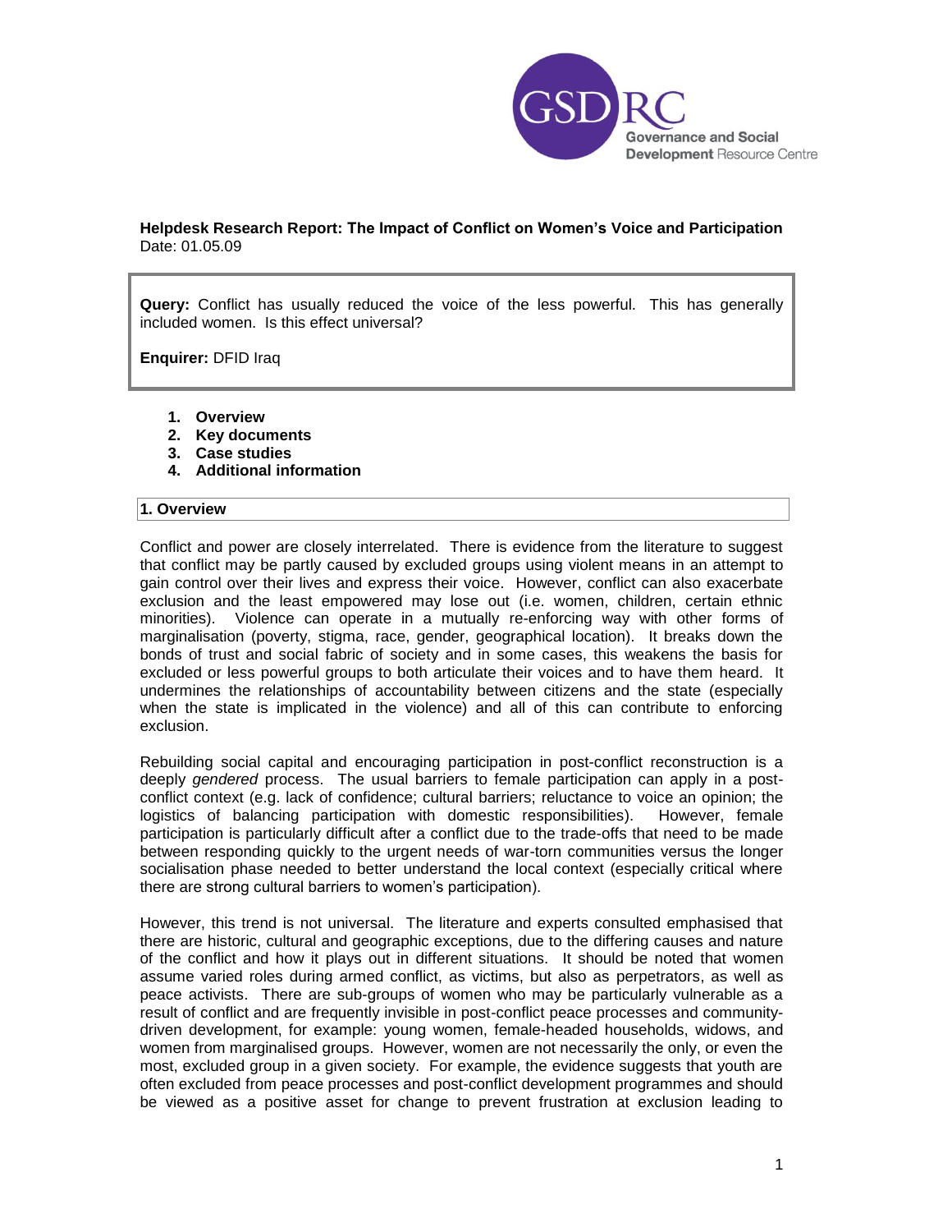**Helpdesk Research Report: The Impact of Conflict on Women's Voice and Participation**
Date: 01.05.09

**Query:** Conflict has usually reduced the voice of the less powerful. This has generally included women. Is this effect universal?

**Enquirer:** DFID Iraq

1. **Overview**
2. **Key documents**
3. **Case studies**
4. **Additional information**

## 1. Overview

Conflict and power are closely interrelated. There is evidence from the literature to suggest that conflict may be partly caused by excluded groups using violent means in an attempt to gain control over their lives and express their voice. However, conflict can also exacerbate exclusion and the least empowered may lose out (i.e. women, children, certain ethnic minorities). Violence can operate in a mutually re-enforcing way with other forms of marginalisation (poverty, stigma, race, gender, geographical location). It breaks down the bonds of trust and social fabric of society and in some cases, this weakens the basis for excluded or less powerful groups to both articulate their voices and to have them heard. It undermines the relationships of accountability between citizens and the state (especially when the state is implicated in the violence) and all of this can contribute to enforcing exclusion.

Rebuilding social capital and encouraging participation in post-conflict reconstruction is a deeply *gendered* process. The usual barriers to female participation can apply in a post-conflict context (e.g. lack of confidence; cultural barriers; reluctance to voice an opinion; the logistics of balancing participation with domestic responsibilities). However, female participation is particularly difficult after a conflict due to the trade-offs that need to be made between responding quickly to the urgent needs of war-torn communities versus the longer socialisation phase needed to better understand the local context (especially critical where there are strong cultural barriers to women's participation).

However, this trend is not universal. The literature and experts consulted emphasised that there are historic, cultural and geographic exceptions, due to the differing causes and nature of the conflict and how it plays out in different situations. It should be noted that women assume varied roles during armed conflict, as victims, but also as perpetrators, as well as peace activists. There are sub-groups of women who may be particularly vulnerable as a result of conflict and are frequently invisible in post-conflict peace processes and community-driven development, for example: young women, female-headed households, widows, and women from marginalised groups. However, women are not necessarily the only, or even the most, excluded group in a given society. For example, the evidence suggests that youth are often excluded from peace processes and post-conflict development programmes and should be viewed as a positive asset for change to prevent frustration at exclusion leading to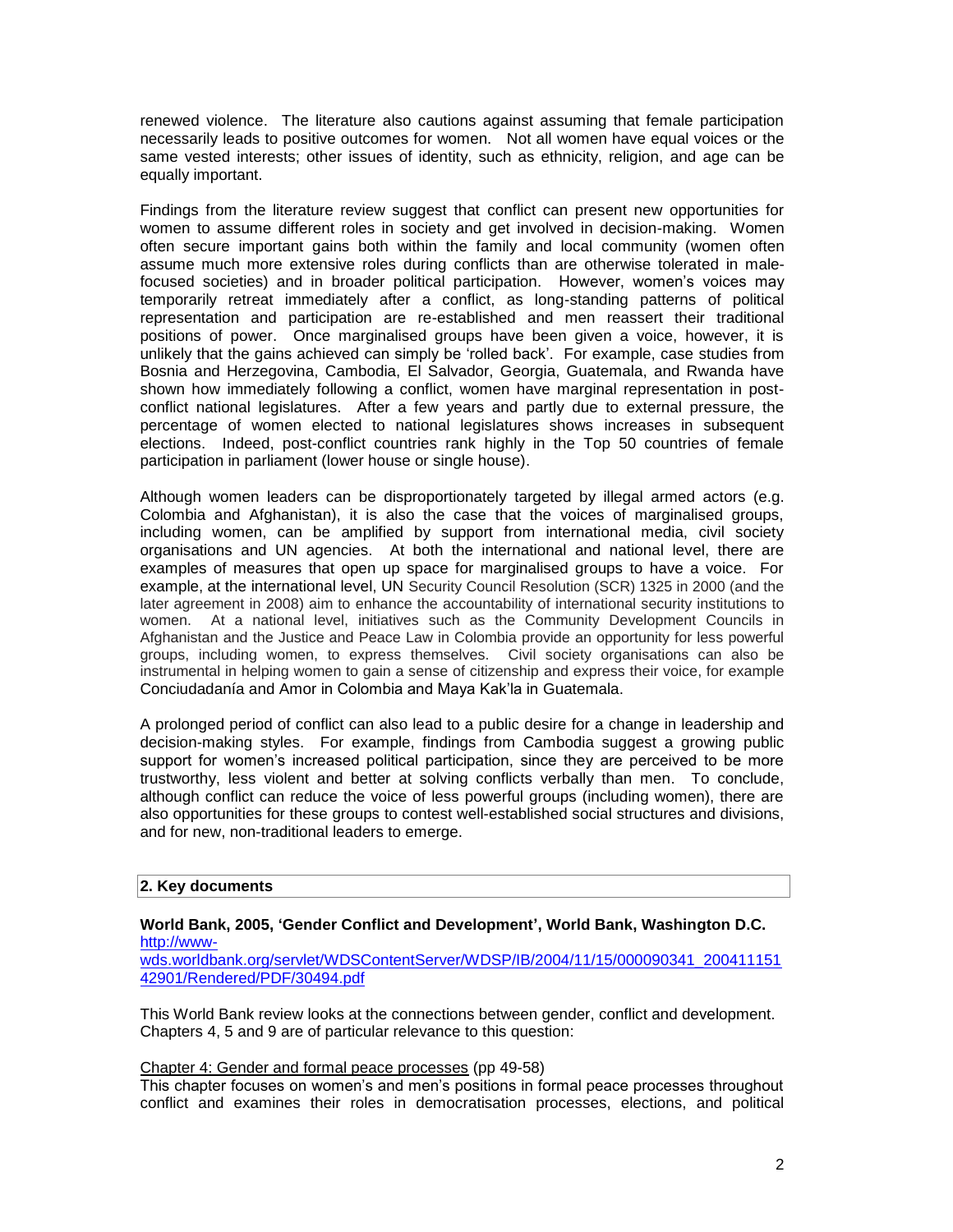renewed violence. The literature also cautions against assuming that female participation necessarily leads to positive outcomes for women. Not all women have equal voices or the same vested interests; other issues of identity, such as ethnicity, religion, and age can be equally important.

Findings from the literature review suggest that conflict can present new opportunities for women to assume different roles in society and get involved in decision-making. Women often secure important gains both within the family and local community (women often assume much more extensive roles during conflicts than are otherwise tolerated in male-focused societies) and in broader political participation. However, women's voices may temporarily retreat immediately after a conflict, as long-standing patterns of political representation and participation are re-established and men reassert their traditional positions of power. Once marginalised groups have been given a voice, however, it is unlikely that the gains achieved can simply be 'rolled back'. For example, case studies from Bosnia and Herzegovina, Cambodia, El Salvador, Georgia, Guatemala, and Rwanda have shown how immediately following a conflict, women have marginal representation in post-conflict national legislatures. After a few years and partly due to external pressure, the percentage of women elected to national legislatures shows increases in subsequent elections. Indeed, post-conflict countries rank highly in the Top 50 countries of female participation in parliament (lower house or single house).

Although women leaders can be disproportionately targeted by illegal armed actors (e.g. Colombia and Afghanistan), it is also the case that the voices of marginalised groups, including women, can be amplified by support from international media, civil society organisations and UN agencies. At both the international and national level, there are examples of measures that open up space for marginalised groups to have a voice. For example, at the international level, UN Security Council Resolution (SCR) 1325 in 2000 (and the later agreement in 2008) aim to enhance the accountability of international security institutions to women. At a national level, initiatives such as the Community Development Councils in Afghanistan and the Justice and Peace Law in Colombia provide an opportunity for less powerful groups, including women, to express themselves. Civil society organisations can also be instrumental in helping women to gain a sense of citizenship and express their voice, for example Conciudadanía and Amor in Colombia and Maya Kak'la in Guatemala.

A prolonged period of conflict can also lead to a public desire for a change in leadership and decision-making styles. For example, findings from Cambodia suggest a growing public support for women's increased political participation, since they are perceived to be more trustworthy, less violent and better at solving conflicts verbally than men. To conclude, although conflict can reduce the voice of less powerful groups (including women), there are also opportunities for these groups to contest well-established social structures and divisions, and for new, non-traditional leaders to emerge.

## 2. Key documents

**World Bank, 2005, 'Gender Conflict and Development', World Bank, Washington D.C.**
http://www-wds.worldbank.org/servlet/WDSContentServer/WDSP/IB/2004/11/15/000090341_20041115142901/Rendered/PDF/30494.pdf

This World Bank review looks at the connections between gender, conflict and development. Chapters 4, 5 and 9 are of particular relevance to this question:

Chapter 4: Gender and formal peace processes (pp 49-58)
This chapter focuses on women's and men's positions in formal peace processes throughout conflict and examines their roles in democratisation processes, elections, and political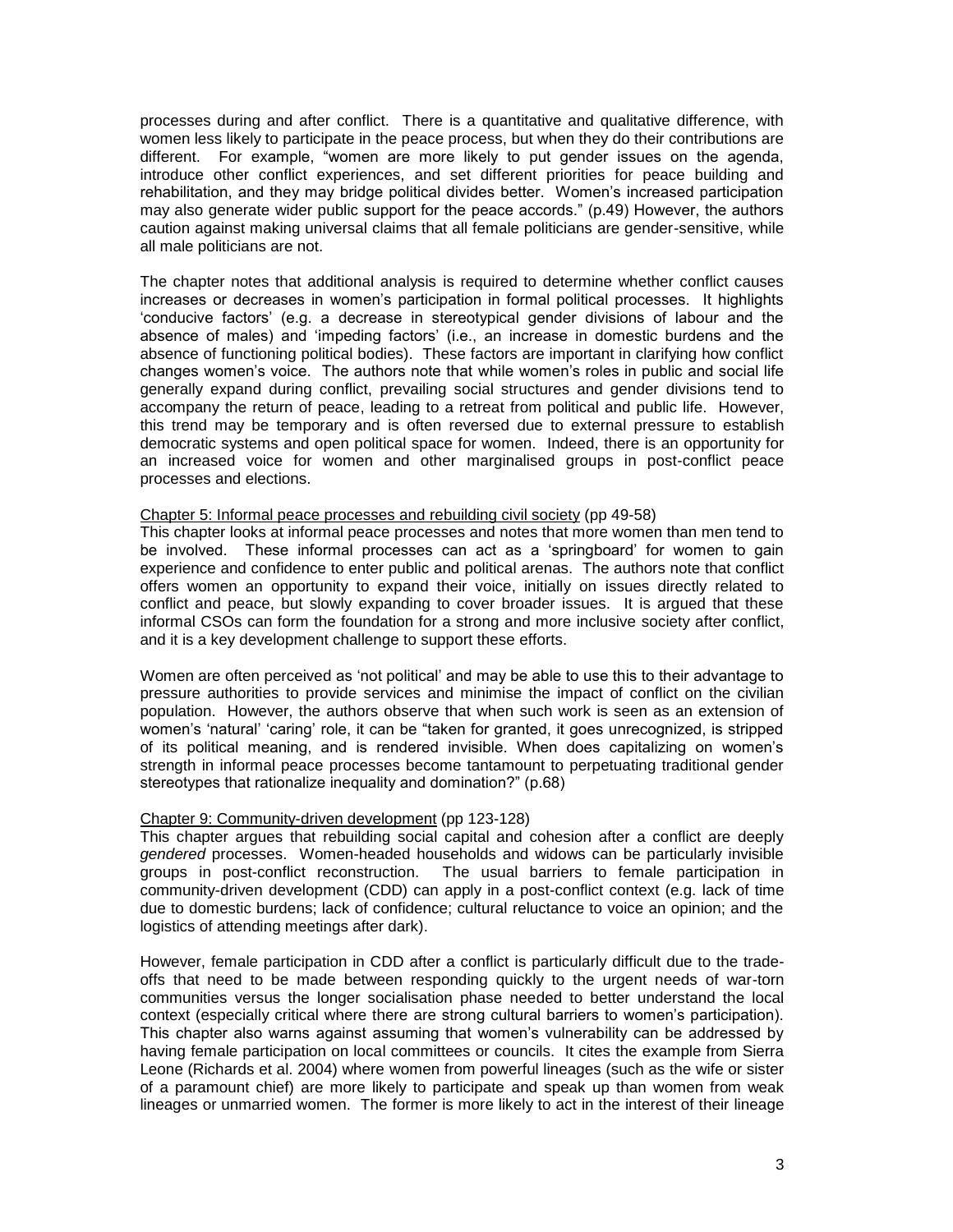processes during and after conflict. There is a quantitative and qualitative difference, with women less likely to participate in the peace process, but when they do their contributions are different. For example, "women are more likely to put gender issues on the agenda, introduce other conflict experiences, and set different priorities for peace building and rehabilitation, and they may bridge political divides better. Women's increased participation may also generate wider public support for the peace accords." (p.49) However, the authors caution against making universal claims that all female politicians are gender-sensitive, while all male politicians are not.

The chapter notes that additional analysis is required to determine whether conflict causes increases or decreases in women's participation in formal political processes. It highlights 'conducive factors' (e.g. a decrease in stereotypical gender divisions of labour and the absence of males) and 'impeding factors' (i.e., an increase in domestic burdens and the absence of functioning political bodies). These factors are important in clarifying how conflict changes women's voice. The authors note that while women's roles in public and social life generally expand during conflict, prevailing social structures and gender divisions tend to accompany the return of peace, leading to a retreat from political and public life. However, this trend may be temporary and is often reversed due to external pressure to establish democratic systems and open political space for women. Indeed, there is an opportunity for an increased voice for women and other marginalised groups in post-conflict peace processes and elections.

<u>Chapter 5: Informal peace processes and rebuilding civil society</u> (pp 49-58)
This chapter looks at informal peace processes and notes that more women than men tend to be involved. These informal processes can act as a 'springboard' for women to gain experience and confidence to enter public and political arenas. The authors note that conflict offers women an opportunity to expand their voice, initially on issues directly related to conflict and peace, but slowly expanding to cover broader issues. It is argued that these informal CSOs can form the foundation for a strong and more inclusive society after conflict, and it is a key development challenge to support these efforts.

Women are often perceived as 'not political' and may be able to use this to their advantage to pressure authorities to provide services and minimise the impact of conflict on the civilian population. However, the authors observe that when such work is seen as an extension of women's 'natural' 'caring' role, it can be "taken for granted, it goes unrecognized, is stripped of its political meaning, and is rendered invisible. When does capitalizing on women's strength in informal peace processes become tantamount to perpetuating traditional gender stereotypes that rationalize inequality and domination?" (p.68)

<u>Chapter 9: Community-driven development</u> (pp 123-128)
This chapter argues that rebuilding social capital and cohesion after a conflict are deeply *gendered* processes. Women-headed households and widows can be particularly invisible groups in post-conflict reconstruction. The usual barriers to female participation in community-driven development (CDD) can apply in a post-conflict context (e.g. lack of time due to domestic burdens; lack of confidence; cultural reluctance to voice an opinion; and the logistics of attending meetings after dark).

However, female participation in CDD after a conflict is particularly difficult due to the trade-offs that need to be made between responding quickly to the urgent needs of war-torn communities versus the longer socialisation phase needed to better understand the local context (especially critical where there are strong cultural barriers to women's participation). This chapter also warns against assuming that women's vulnerability can be addressed by having female participation on local committees or councils. It cites the example from Sierra Leone (Richards et al. 2004) where women from powerful lineages (such as the wife or sister of a paramount chief) are more likely to participate and speak up than women from weak lineages or unmarried women. The former is more likely to act in the interest of their lineage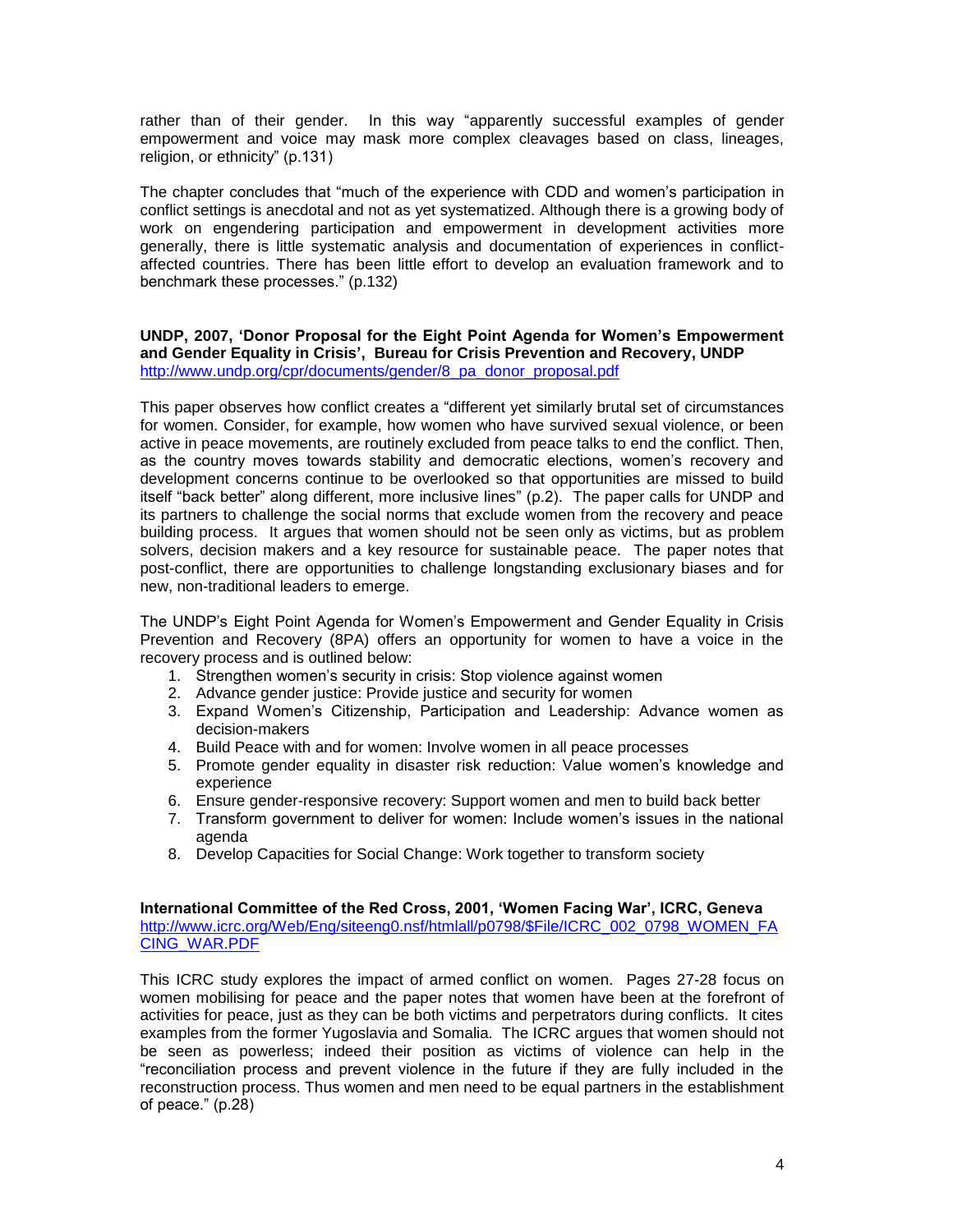rather than of their gender. In this way "apparently successful examples of gender empowerment and voice may mask more complex cleavages based on class, lineages, religion, or ethnicity" (p.131)

The chapter concludes that "much of the experience with CDD and women's participation in conflict settings is anecdotal and not as yet systematized. Although there is a growing body of work on engendering participation and empowerment in development activities more generally, there is little systematic analysis and documentation of experiences in conflict-affected countries. There has been little effort to develop an evaluation framework and to benchmark these processes." (p.132)

**UNDP, 2007, 'Donor Proposal for the Eight Point Agenda for Women's Empowerment and Gender Equality in Crisis', Bureau for Crisis Prevention and Recovery, UNDP**
http://www.undp.org/cpr/documents/gender/8_pa_donor_proposal.pdf

This paper observes how conflict creates a "different yet similarly brutal set of circumstances for women. Consider, for example, how women who have survived sexual violence, or been active in peace movements, are routinely excluded from peace talks to end the conflict. Then, as the country moves towards stability and democratic elections, women's recovery and development concerns continue to be overlooked so that opportunities are missed to build itself "back better" along different, more inclusive lines" (p.2). The paper calls for UNDP and its partners to challenge the social norms that exclude women from the recovery and peace building process. It argues that women should not be seen only as victims, but as problem solvers, decision makers and a key resource for sustainable peace. The paper notes that post-conflict, there are opportunities to challenge longstanding exclusionary biases and for new, non-traditional leaders to emerge.

The UNDP's Eight Point Agenda for Women's Empowerment and Gender Equality in Crisis Prevention and Recovery (8PA) offers an opportunity for women to have a voice in the recovery process and is outlined below:

1. Strengthen women's security in crisis: Stop violence against women
2. Advance gender justice: Provide justice and security for women
3. Expand Women's Citizenship, Participation and Leadership: Advance women as decision-makers
4. Build Peace with and for women: Involve women in all peace processes
5. Promote gender equality in disaster risk reduction: Value women's knowledge and experience
6. Ensure gender-responsive recovery: Support women and men to build back better
7. Transform government to deliver for women: Include women's issues in the national agenda
8. Develop Capacities for Social Change: Work together to transform society

**International Committee of the Red Cross, 2001, 'Women Facing War', ICRC, Geneva**
http://www.icrc.org/Web/Eng/siteeng0.nsf/htmlall/p0798/$File/ICRC_002_0798_WOMEN_FACING_WAR.PDF

This ICRC study explores the impact of armed conflict on women. Pages 27-28 focus on women mobilising for peace and the paper notes that women have been at the forefront of activities for peace, just as they can be both victims and perpetrators during conflicts. It cites examples from the former Yugoslavia and Somalia. The ICRC argues that women should not be seen as powerless; indeed their position as victims of violence can help in the "reconciliation process and prevent violence in the future if they are fully included in the reconstruction process. Thus women and men need to be equal partners in the establishment of peace." (p.28)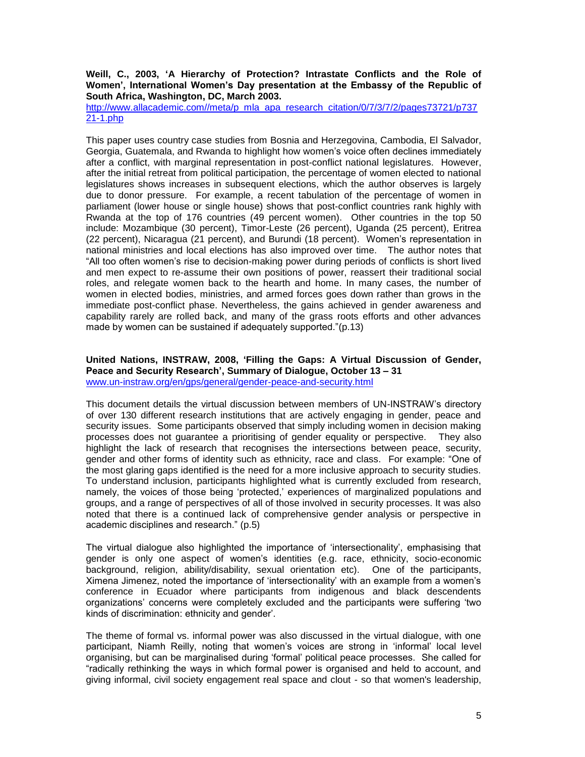**Weill, C., 2003, 'A Hierarchy of Protection? Intrastate Conflicts and the Role of Women', International Women's Day presentation at the Embassy of the Republic of South Africa, Washington, DC, March 2003.**
http://www.allacademic.com//meta/p_mla_apa_research_citation/0/7/3/7/2/pages73721/p73721-1.php

This paper uses country case studies from Bosnia and Herzegovina, Cambodia, El Salvador, Georgia, Guatemala, and Rwanda to highlight how women's voice often declines immediately after a conflict, with marginal representation in post-conflict national legislatures. However, after the initial retreat from political participation, the percentage of women elected to national legislatures shows increases in subsequent elections, which the author observes is largely due to donor pressure. For example, a recent tabulation of the percentage of women in parliament (lower house or single house) shows that post-conflict countries rank highly with Rwanda at the top of 176 countries (49 percent women). Other countries in the top 50 include: Mozambique (30 percent), Timor-Leste (26 percent), Uganda (25 percent), Eritrea (22 percent), Nicaragua (21 percent), and Burundi (18 percent). Women's representation in national ministries and local elections has also improved over time. The author notes that "All too often women's rise to decision-making power during periods of conflicts is short lived and men expect to re-assume their own positions of power, reassert their traditional social roles, and relegate women back to the hearth and home. In many cases, the number of women in elected bodies, ministries, and armed forces goes down rather than grows in the immediate post-conflict phase. Nevertheless, the gains achieved in gender awareness and capability rarely are rolled back, and many of the grass roots efforts and other advances made by women can be sustained if adequately supported."(p.13)

**United Nations, INSTRAW, 2008, 'Filling the Gaps: A Virtual Discussion of Gender, Peace and Security Research', Summary of Dialogue, October 13 – 31**
www.un-instraw.org/en/gps/general/gender-peace-and-security.html

This document details the virtual discussion between members of UN-INSTRAW's directory of over 130 different research institutions that are actively engaging in gender, peace and security issues. Some participants observed that simply including women in decision making processes does not guarantee a prioritising of gender equality or perspective. They also highlight the lack of research that recognises the intersections between peace, security, gender and other forms of identity such as ethnicity, race and class. For example: "One of the most glaring gaps identified is the need for a more inclusive approach to security studies. To understand inclusion, participants highlighted what is currently excluded from research, namely, the voices of those being 'protected,' experiences of marginalized populations and groups, and a range of perspectives of all of those involved in security processes. It was also noted that there is a continued lack of comprehensive gender analysis or perspective in academic disciplines and research." (p.5)

The virtual dialogue also highlighted the importance of 'intersectionality', emphasising that gender is only one aspect of women's identities (e.g. race, ethnicity, socio-economic background, religion, ability/disability, sexual orientation etc). One of the participants, Ximena Jimenez, noted the importance of 'intersectionality' with an example from a women's conference in Ecuador where participants from indigenous and black descendents organizations' concerns were completely excluded and the participants were suffering 'two kinds of discrimination: ethnicity and gender'.

The theme of formal vs. informal power was also discussed in the virtual dialogue, with one participant, Niamh Reilly, noting that women's voices are strong in 'informal' local level organising, but can be marginalised during 'formal' political peace processes. She called for "radically rethinking the ways in which formal power is organised and held to account, and giving informal, civil society engagement real space and clout - so that women's leadership,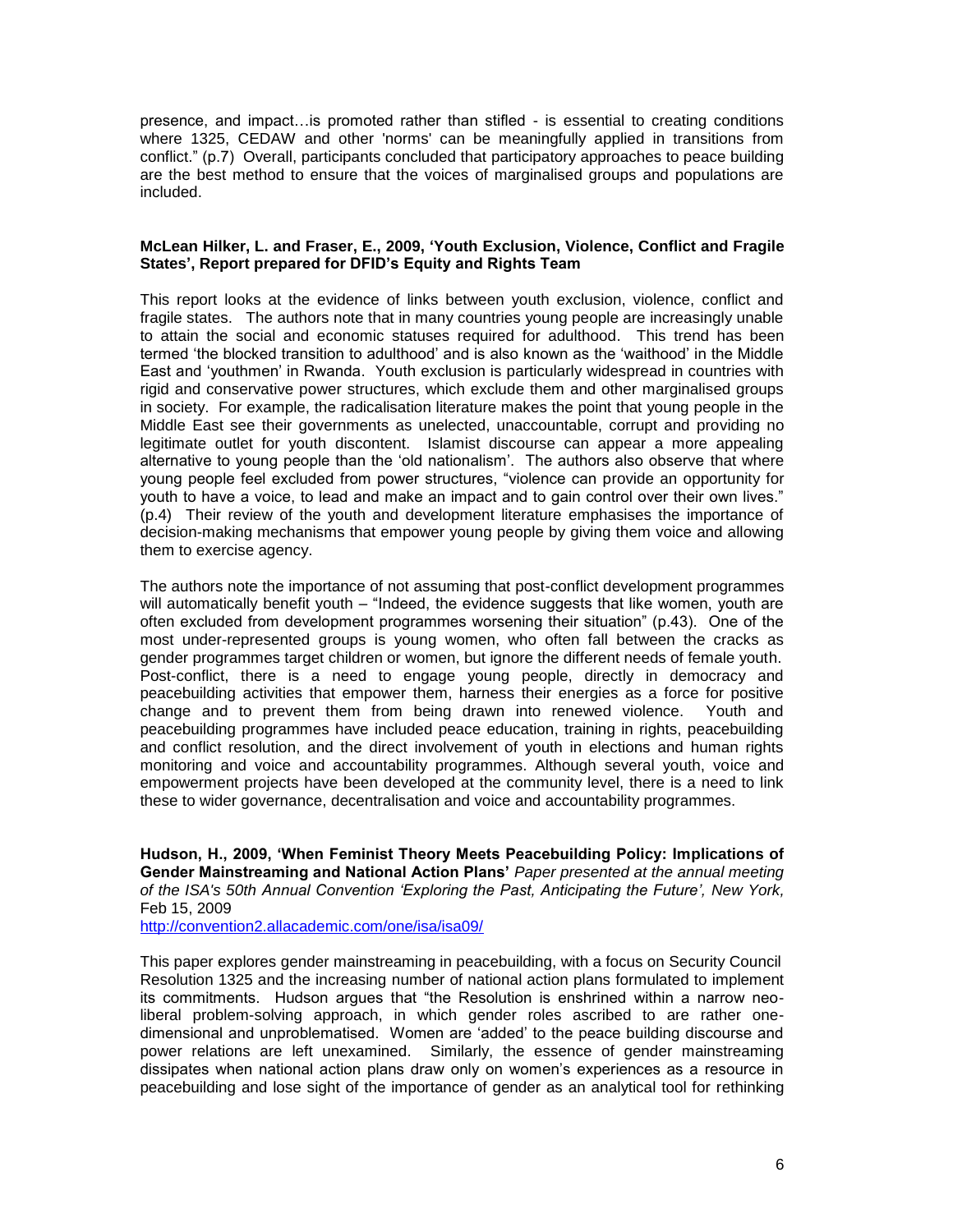presence, and impact…is promoted rather than stifled - is essential to creating conditions where 1325, CEDAW and other 'norms' can be meaningfully applied in transitions from conflict." (p.7) Overall, participants concluded that participatory approaches to peace building are the best method to ensure that the voices of marginalised groups and populations are included.

**McLean Hilker, L. and Fraser, E., 2009, 'Youth Exclusion, Violence, Conflict and Fragile States', Report prepared for DFID's Equity and Rights Team**

This report looks at the evidence of links between youth exclusion, violence, conflict and fragile states. The authors note that in many countries young people are increasingly unable to attain the social and economic statuses required for adulthood. This trend has been termed 'the blocked transition to adulthood' and is also known as the 'waithood' in the Middle East and 'youthmen' in Rwanda. Youth exclusion is particularly widespread in countries with rigid and conservative power structures, which exclude them and other marginalised groups in society. For example, the radicalisation literature makes the point that young people in the Middle East see their governments as unelected, unaccountable, corrupt and providing no legitimate outlet for youth discontent. Islamist discourse can appear a more appealing alternative to young people than the 'old nationalism'. The authors also observe that where young people feel excluded from power structures, "violence can provide an opportunity for youth to have a voice, to lead and make an impact and to gain control over their own lives." (p.4) Their review of the youth and development literature emphasises the importance of decision-making mechanisms that empower young people by giving them voice and allowing them to exercise agency.

The authors note the importance of not assuming that post-conflict development programmes will automatically benefit youth – "Indeed, the evidence suggests that like women, youth are often excluded from development programmes worsening their situation" (p.43). One of the most under-represented groups is young women, who often fall between the cracks as gender programmes target children or women, but ignore the different needs of female youth. Post-conflict, there is a need to engage young people, directly in democracy and peacebuilding activities that empower them, harness their energies as a force for positive change and to prevent them from being drawn into renewed violence. Youth and peacebuilding programmes have included peace education, training in rights, peacebuilding and conflict resolution, and the direct involvement of youth in elections and human rights monitoring and voice and accountability programmes. Although several youth, voice and empowerment projects have been developed at the community level, there is a need to link these to wider governance, decentralisation and voice and accountability programmes.

**Hudson, H., 2009, 'When Feminist Theory Meets Peacebuilding Policy: Implications of Gender Mainstreaming and National Action Plans'** *Paper presented at the annual meeting of the ISA's 50th Annual Convention 'Exploring the Past, Anticipating the Future', New York,* Feb 15, 2009
http://convention2.allacademic.com/one/isa/isa09/

This paper explores gender mainstreaming in peacebuilding, with a focus on Security Council Resolution 1325 and the increasing number of national action plans formulated to implement its commitments. Hudson argues that "the Resolution is enshrined within a narrow neo-liberal problem-solving approach, in which gender roles ascribed to are rather one-dimensional and unproblematised. Women are 'added' to the peace building discourse and power relations are left unexamined. Similarly, the essence of gender mainstreaming dissipates when national action plans draw only on women's experiences as a resource in peacebuilding and lose sight of the importance of gender as an analytical tool for rethinking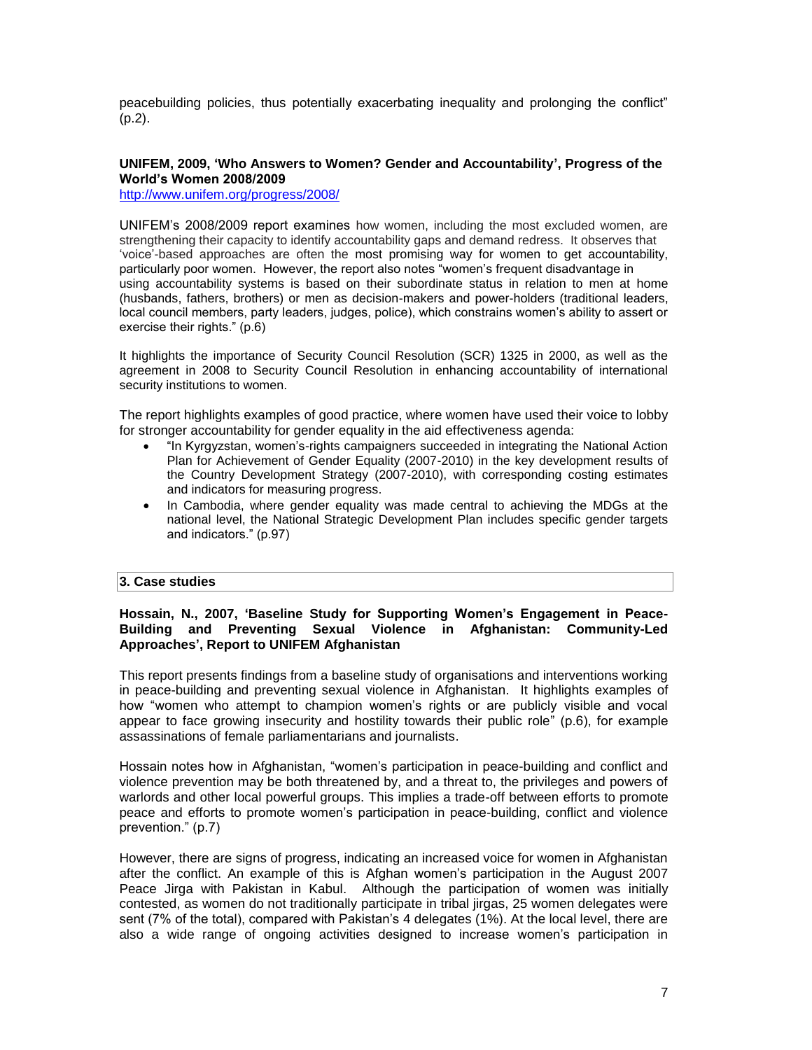peacebuilding policies, thus potentially exacerbating inequality and prolonging the conflict" (p.2).

**UNIFEM, 2009, 'Who Answers to Women? Gender and Accountability', Progress of the World's Women 2008/2009**
http://www.unifem.org/progress/2008/

UNIFEM's 2008/2009 report examines how women, including the most excluded women, are strengthening their capacity to identify accountability gaps and demand redress. It observes that 'voice'-based approaches are often the most promising way for women to get accountability, particularly poor women. However, the report also notes "women's frequent disadvantage in using accountability systems is based on their subordinate status in relation to men at home (husbands, fathers, brothers) or men as decision-makers and power-holders (traditional leaders, local council members, party leaders, judges, police), which constrains women's ability to assert or exercise their rights." (p.6)

It highlights the importance of Security Council Resolution (SCR) 1325 in 2000, as well as the agreement in 2008 to Security Council Resolution in enhancing accountability of international security institutions to women.

The report highlights examples of good practice, where women have used their voice to lobby for stronger accountability for gender equality in the aid effectiveness agenda:

- "In Kyrgyzstan, women's-rights campaigners succeeded in integrating the National Action Plan for Achievement of Gender Equality (2007-2010) in the key development results of the Country Development Strategy (2007-2010), with corresponding costing estimates and indicators for measuring progress.
- In Cambodia, where gender equality was made central to achieving the MDGs at the national level, the National Strategic Development Plan includes specific gender targets and indicators." (p.97)

## 3. Case studies

**Hossain, N., 2007, 'Baseline Study for Supporting Women's Engagement in Peace-Building and Preventing Sexual Violence in Afghanistan: Community-Led Approaches', Report to UNIFEM Afghanistan**

This report presents findings from a baseline study of organisations and interventions working in peace-building and preventing sexual violence in Afghanistan. It highlights examples of how "women who attempt to champion women's rights or are publicly visible and vocal appear to face growing insecurity and hostility towards their public role" (p.6), for example assassinations of female parliamentarians and journalists.

Hossain notes how in Afghanistan, "women's participation in peace-building and conflict and violence prevention may be both threatened by, and a threat to, the privileges and powers of warlords and other local powerful groups. This implies a trade-off between efforts to promote peace and efforts to promote women's participation in peace-building, conflict and violence prevention." (p.7)

However, there are signs of progress, indicating an increased voice for women in Afghanistan after the conflict. An example of this is Afghan women's participation in the August 2007 Peace Jirga with Pakistan in Kabul. Although the participation of women was initially contested, as women do not traditionally participate in tribal jirgas, 25 women delegates were sent (7% of the total), compared with Pakistan's 4 delegates (1%). At the local level, there are also a wide range of ongoing activities designed to increase women's participation in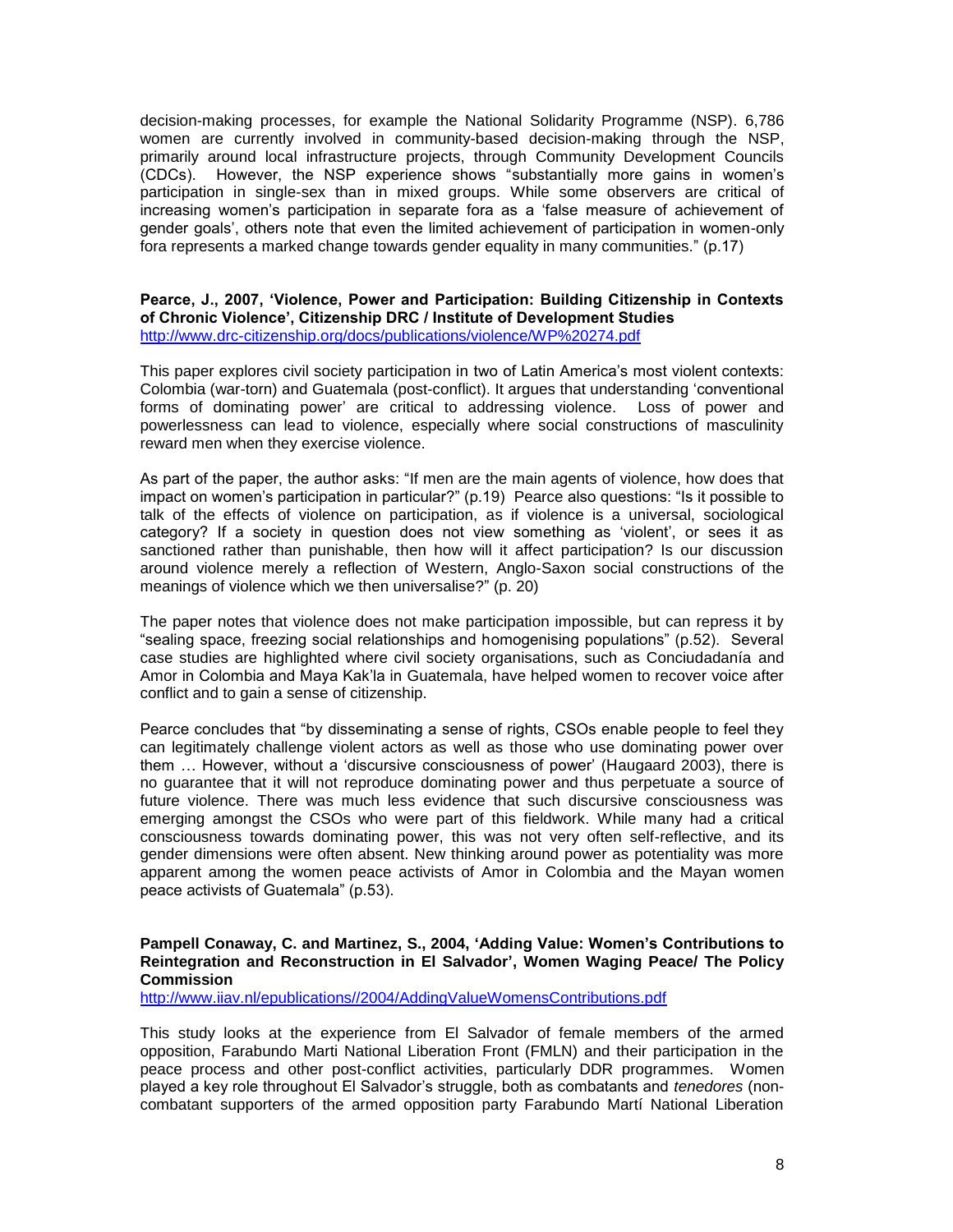decision-making processes, for example the National Solidarity Programme (NSP). 6,786 women are currently involved in community-based decision-making through the NSP, primarily around local infrastructure projects, through Community Development Councils (CDCs). However, the NSP experience shows "substantially more gains in women's participation in single-sex than in mixed groups. While some observers are critical of increasing women's participation in separate fora as a 'false measure of achievement of gender goals', others note that even the limited achievement of participation in women-only fora represents a marked change towards gender equality in many communities." (p.17)

**Pearce, J., 2007, 'Violence, Power and Participation: Building Citizenship in Contexts of Chronic Violence', Citizenship DRC / Institute of Development Studies**
http://www.drc-citizenship.org/docs/publications/violence/WP%20274.pdf

This paper explores civil society participation in two of Latin America's most violent contexts: Colombia (war-torn) and Guatemala (post-conflict). It argues that understanding 'conventional forms of dominating power' are critical to addressing violence. Loss of power and powerlessness can lead to violence, especially where social constructions of masculinity reward men when they exercise violence.

As part of the paper, the author asks: "If men are the main agents of violence, how does that impact on women's participation in particular?" (p.19) Pearce also questions: "Is it possible to talk of the effects of violence on participation, as if violence is a universal, sociological category? If a society in question does not view something as 'violent', or sees it as sanctioned rather than punishable, then how will it affect participation? Is our discussion around violence merely a reflection of Western, Anglo-Saxon social constructions of the meanings of violence which we then universalise?" (p. 20)

The paper notes that violence does not make participation impossible, but can repress it by "sealing space, freezing social relationships and homogenising populations" (p.52). Several case studies are highlighted where civil society organisations, such as Conciudadanía and Amor in Colombia and Maya Kak'la in Guatemala, have helped women to recover voice after conflict and to gain a sense of citizenship.

Pearce concludes that "by disseminating a sense of rights, CSOs enable people to feel they can legitimately challenge violent actors as well as those who use dominating power over them … However, without a 'discursive consciousness of power' (Haugaard 2003), there is no guarantee that it will not reproduce dominating power and thus perpetuate a source of future violence. There was much less evidence that such discursive consciousness was emerging amongst the CSOs who were part of this fieldwork. While many had a critical consciousness towards dominating power, this was not very often self-reflective, and its gender dimensions were often absent. New thinking around power as potentiality was more apparent among the women peace activists of Amor in Colombia and the Mayan women peace activists of Guatemala" (p.53).

**Pampell Conaway, C. and Martinez, S., 2004, 'Adding Value: Women's Contributions to Reintegration and Reconstruction in El Salvador', Women Waging Peace/ The Policy Commission**
http://www.iiav.nl/epublications//2004/AddingValueWomensContributions.pdf

This study looks at the experience from El Salvador of female members of the armed opposition, Farabundo Marti National Liberation Front (FMLN) and their participation in the peace process and other post-conflict activities, particularly DDR programmes. Women played a key role throughout El Salvador's struggle, both as combatants and *tenedores* (non-combatant supporters of the armed opposition party Farabundo Martí National Liberation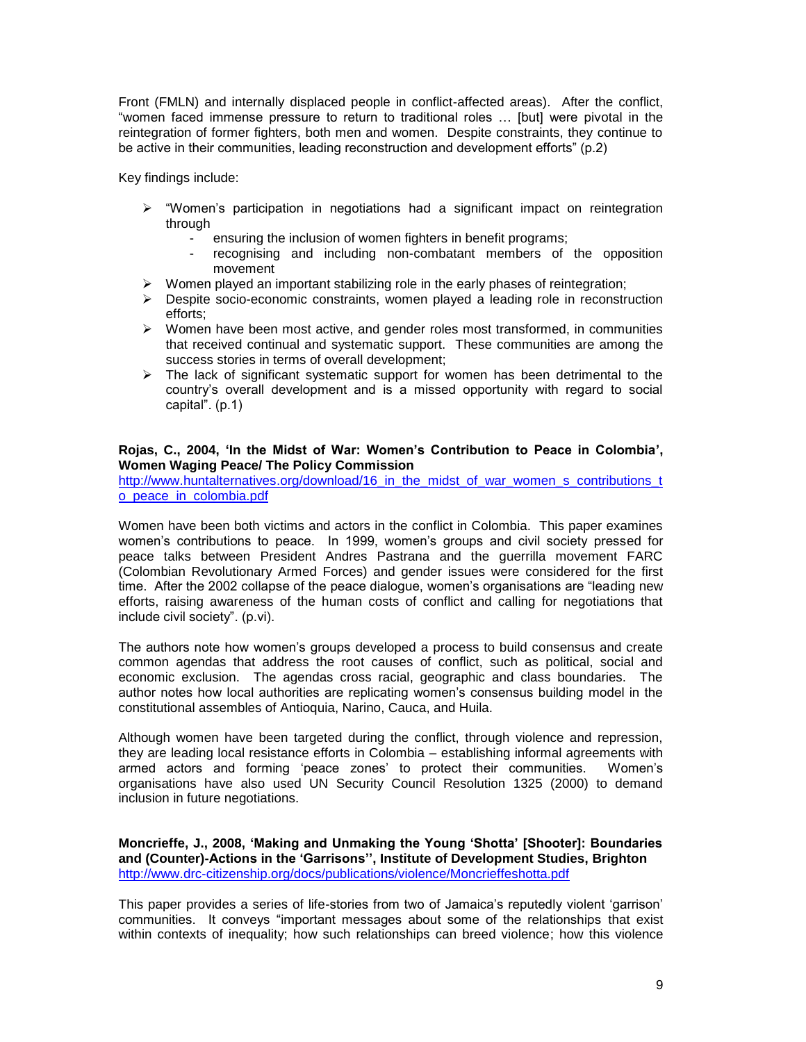Front (FMLN) and internally displaced people in conflict-affected areas). After the conflict, "women faced immense pressure to return to traditional roles … [but] were pivotal in the reintegration of former fighters, both men and women. Despite constraints, they continue to be active in their communities, leading reconstruction and development efforts" (p.2)

Key findings include:

- "Women's participation in negotiations had a significant impact on reintegration through
  - ensuring the inclusion of women fighters in benefit programs;
  - recognising and including non-combatant members of the opposition movement
- Women played an important stabilizing role in the early phases of reintegration;
- Despite socio-economic constraints, women played a leading role in reconstruction efforts;
- Women have been most active, and gender roles most transformed, in communities that received continual and systematic support. These communities are among the success stories in terms of overall development;
- The lack of significant systematic support for women has been detrimental to the country's overall development and is a missed opportunity with regard to social capital". (p.1)

**Rojas, C., 2004, 'In the Midst of War: Women's Contribution to Peace in Colombia', Women Waging Peace/ The Policy Commission**
http://www.huntalternatives.org/download/16_in_the_midst_of_war_women_s_contributions_to_peace_in_colombia.pdf

Women have been both victims and actors in the conflict in Colombia. This paper examines women's contributions to peace. In 1999, women's groups and civil society pressed for peace talks between President Andres Pastrana and the guerrilla movement FARC (Colombian Revolutionary Armed Forces) and gender issues were considered for the first time. After the 2002 collapse of the peace dialogue, women's organisations are "leading new efforts, raising awareness of the human costs of conflict and calling for negotiations that include civil society". (p.vi).

The authors note how women's groups developed a process to build consensus and create common agendas that address the root causes of conflict, such as political, social and economic exclusion. The agendas cross racial, geographic and class boundaries. The author notes how local authorities are replicating women's consensus building model in the constitutional assembles of Antioquia, Narino, Cauca, and Huila.

Although women have been targeted during the conflict, through violence and repression, they are leading local resistance efforts in Colombia – establishing informal agreements with armed actors and forming 'peace zones' to protect their communities. Women's organisations have also used UN Security Council Resolution 1325 (2000) to demand inclusion in future negotiations.

**Moncrieffe, J., 2008, 'Making and Unmaking the Young 'Shotta' [Shooter]: Boundaries and (Counter)-Actions in the 'Garrisons'', Institute of Development Studies, Brighton**
http://www.drc-citizenship.org/docs/publications/violence/Moncrieffeshotta.pdf

This paper provides a series of life-stories from two of Jamaica's reputedly violent 'garrison' communities. It conveys "important messages about some of the relationships that exist within contexts of inequality; how such relationships can breed violence; how this violence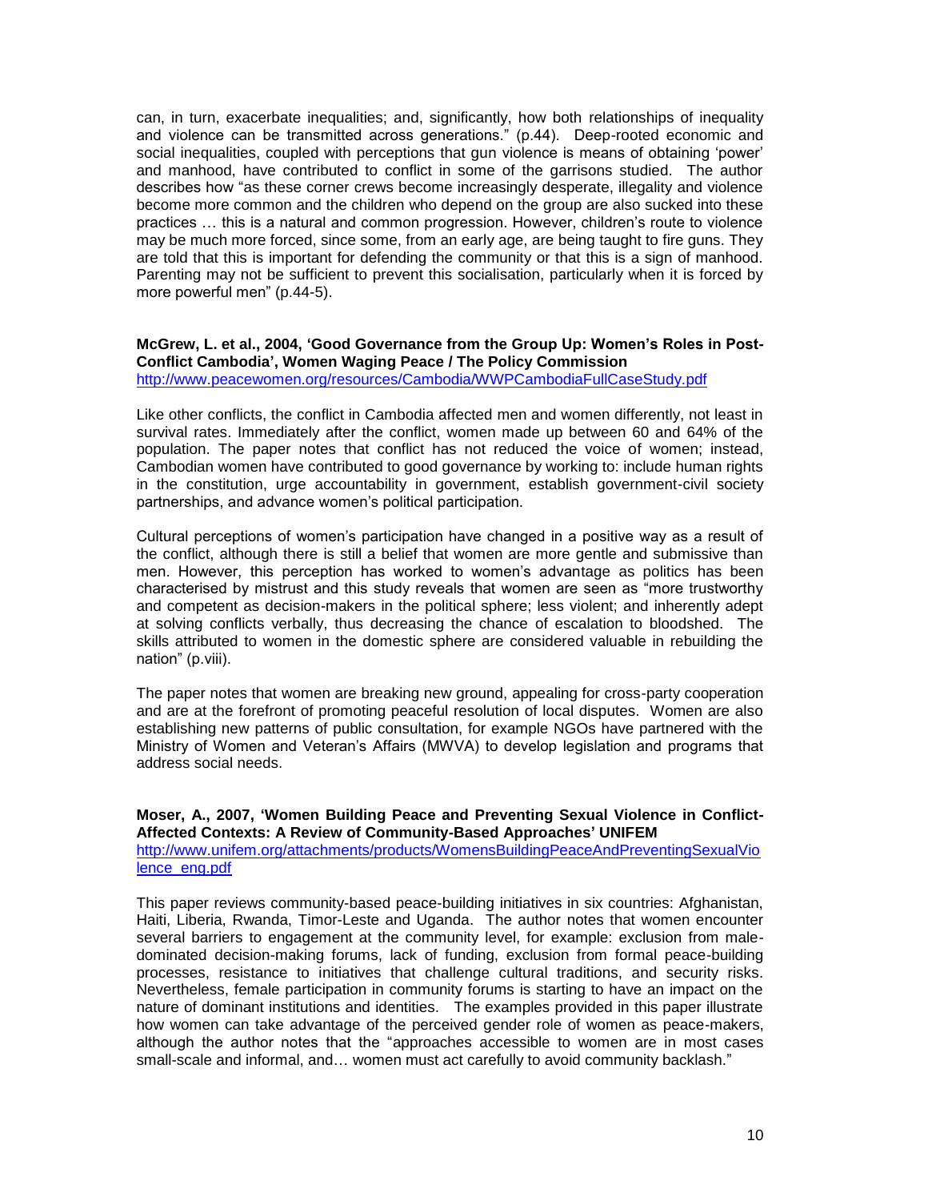can, in turn, exacerbate inequalities; and, significantly, how both relationships of inequality and violence can be transmitted across generations." (p.44). Deep-rooted economic and social inequalities, coupled with perceptions that gun violence is means of obtaining 'power' and manhood, have contributed to conflict in some of the garrisons studied. The author describes how "as these corner crews become increasingly desperate, illegality and violence become more common and the children who depend on the group are also sucked into these practices … this is a natural and common progression. However, children's route to violence may be much more forced, since some, from an early age, are being taught to fire guns. They are told that this is important for defending the community or that this is a sign of manhood. Parenting may not be sufficient to prevent this socialisation, particularly when it is forced by more powerful men" (p.44-5).

**McGrew, L. et al., 2004, 'Good Governance from the Group Up: Women's Roles in Post-Conflict Cambodia', Women Waging Peace / The Policy Commission**
http://www.peacewomen.org/resources/Cambodia/WWPCambodiaFullCaseStudy.pdf

Like other conflicts, the conflict in Cambodia affected men and women differently, not least in survival rates. Immediately after the conflict, women made up between 60 and 64% of the population. The paper notes that conflict has not reduced the voice of women; instead, Cambodian women have contributed to good governance by working to: include human rights in the constitution, urge accountability in government, establish government-civil society partnerships, and advance women's political participation.

Cultural perceptions of women's participation have changed in a positive way as a result of the conflict, although there is still a belief that women are more gentle and submissive than men. However, this perception has worked to women's advantage as politics has been characterised by mistrust and this study reveals that women are seen as "more trustworthy and competent as decision-makers in the political sphere; less violent; and inherently adept at solving conflicts verbally, thus decreasing the chance of escalation to bloodshed. The skills attributed to women in the domestic sphere are considered valuable in rebuilding the nation" (p.viii).

The paper notes that women are breaking new ground, appealing for cross-party cooperation and are at the forefront of promoting peaceful resolution of local disputes. Women are also establishing new patterns of public consultation, for example NGOs have partnered with the Ministry of Women and Veteran's Affairs (MWVA) to develop legislation and programs that address social needs.

**Moser, A., 2007, 'Women Building Peace and Preventing Sexual Violence in Conflict-Affected Contexts: A Review of Community-Based Approaches' UNIFEM**
http://www.unifem.org/attachments/products/WomensBuildingPeaceAndPreventingSexualViolence_eng.pdf

This paper reviews community-based peace-building initiatives in six countries: Afghanistan, Haiti, Liberia, Rwanda, Timor-Leste and Uganda. The author notes that women encounter several barriers to engagement at the community level, for example: exclusion from male-dominated decision-making forums, lack of funding, exclusion from formal peace-building processes, resistance to initiatives that challenge cultural traditions, and security risks. Nevertheless, female participation in community forums is starting to have an impact on the nature of dominant institutions and identities. The examples provided in this paper illustrate how women can take advantage of the perceived gender role of women as peace-makers, although the author notes that the "approaches accessible to women are in most cases small-scale and informal, and… women must act carefully to avoid community backlash."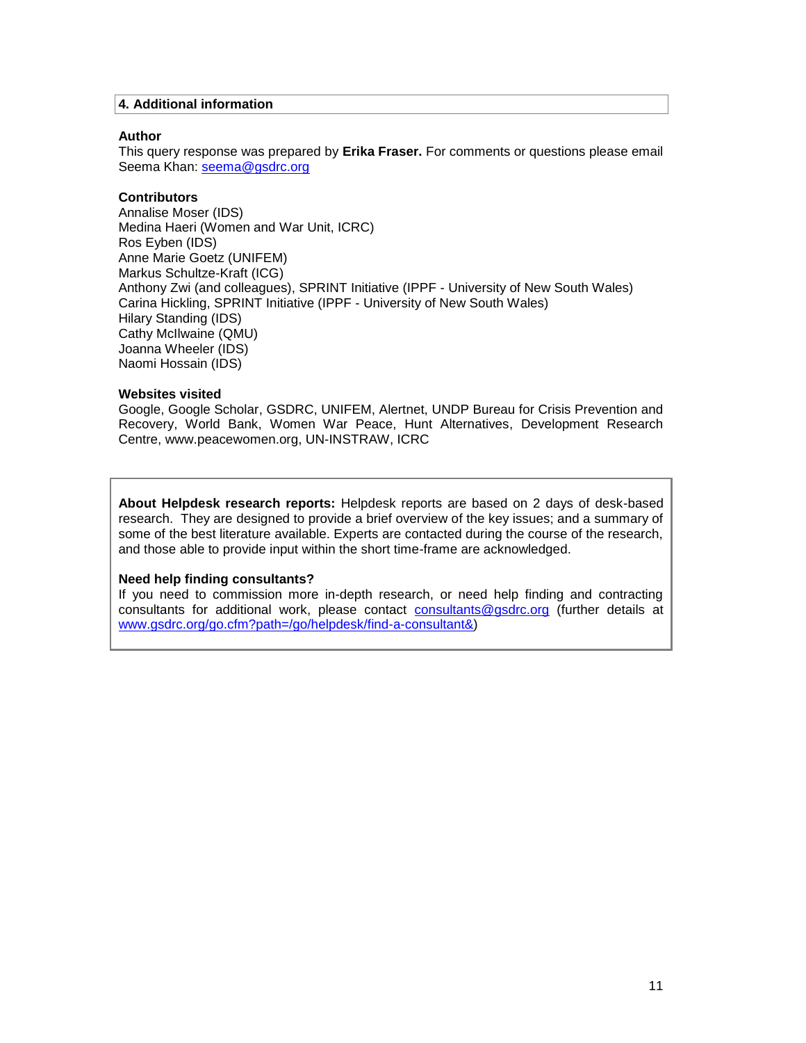## 4. Additional information

**Author**

This query response was prepared by **Erika Fraser.** For comments or questions please email Seema Khan: seema@gsdrc.org

**Contributors**

Annalise Moser (IDS)
Medina Haeri (Women and War Unit, ICRC)
Ros Eyben (IDS)
Anne Marie Goetz (UNIFEM)
Markus Schultze-Kraft (ICG)
Anthony Zwi (and colleagues), SPRINT Initiative (IPPF - University of New South Wales)
Carina Hickling, SPRINT Initiative (IPPF - University of New South Wales)
Hilary Standing (IDS)
Cathy McIlwaine (QMU)
Joanna Wheeler (IDS)
Naomi Hossain (IDS)

**Websites visited**

Google, Google Scholar, GSDRC, UNIFEM, Alertnet, UNDP Bureau for Crisis Prevention and Recovery, World Bank, Women War Peace, Hunt Alternatives, Development Research Centre, www.peacewomen.org, UN-INSTRAW, ICRC

---

**About Helpdesk research reports:** Helpdesk reports are based on 2 days of desk-based research. They are designed to provide a brief overview of the key issues; and a summary of some of the best literature available. Experts are contacted during the course of the research, and those able to provide input within the short time-frame are acknowledged.

**Need help finding consultants?**

If you need to commission more in-depth research, or need help finding and contracting consultants for additional work, please contact consultants@gsdrc.org (further details at www.gsdrc.org/go.cfm?path=/go/helpdesk/find-a-consultant&)